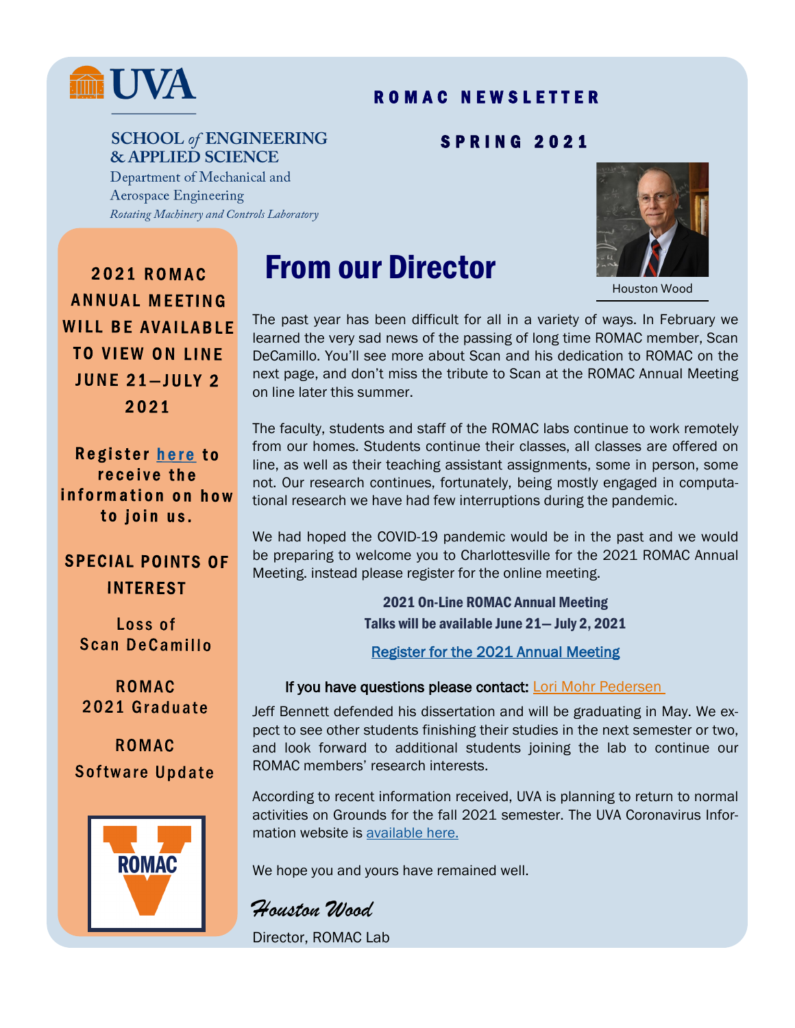UVA

SCHOOL *of* ENGINEERING & APPLIED SCIENCE

Department of Mechanical and Aerospace Engineering

*Rotating Machinery and Controls Laboratory*

# ROMAC NEWSLETTER

## SPRING 2021

**2021 ROMAC ANNUAL MEETING WILL BE AVAILABLE TO VIEW ON LINE JUNE 21—JULY 2 2021**

**Register here to receive the information on how to join us.**

**SPECIAL POINTS OF INTEREST**

- Loss of Scan DeCamillo
- ROMAC 2021 Graduate
- ROMAC Software Update

ROMAC

## From our Director

Houston Wood

The past year has been difficult for all in a variety of ways. In February we learned the very sad news of the passing of long time ROMAC member, Scan DeCamillo. You'll see more about Scan and his dedication to ROMAC on the next page, and don't miss the tribute to Scan at the ROMAC Annual Meeting on line later this summer.

The faculty, students and staff of the ROMAC labs continue to work remotely from our homes. Students continue their classes, all classes are offered on line, as well as their teaching assistant assignments, some in person, some not. Our research continues, fortunately, being mostly engaged in computational research we have had few interruptions during the pandemic.

We had hoped the COVID-19 pandemic would be in the past and we would be preparing to welcome you to Charlottesville for the 2021 ROMAC Annual Meeting. instead please register for the online meeting.

**2021 On-Line ROMAC Annual Meeting**
**Talks will be available June 21— July 2, 2021**

Register for the 2021 Annual Meeting

**If you have questions please contact:** Lori Mohr Pedersen

Jeff Bennett defended his dissertation and will be graduating in May. We expect to see other students finishing their studies in the next semester or two, and look forward to additional students joining the lab to continue our ROMAC members' research interests.

According to recent information received, UVA is planning to return to normal activities on Grounds for the fall 2021 semester. The UVA Coronavirus Information website is available here.

We hope you and yours have remained well.

*Houston Wood*

Director, ROMAC Lab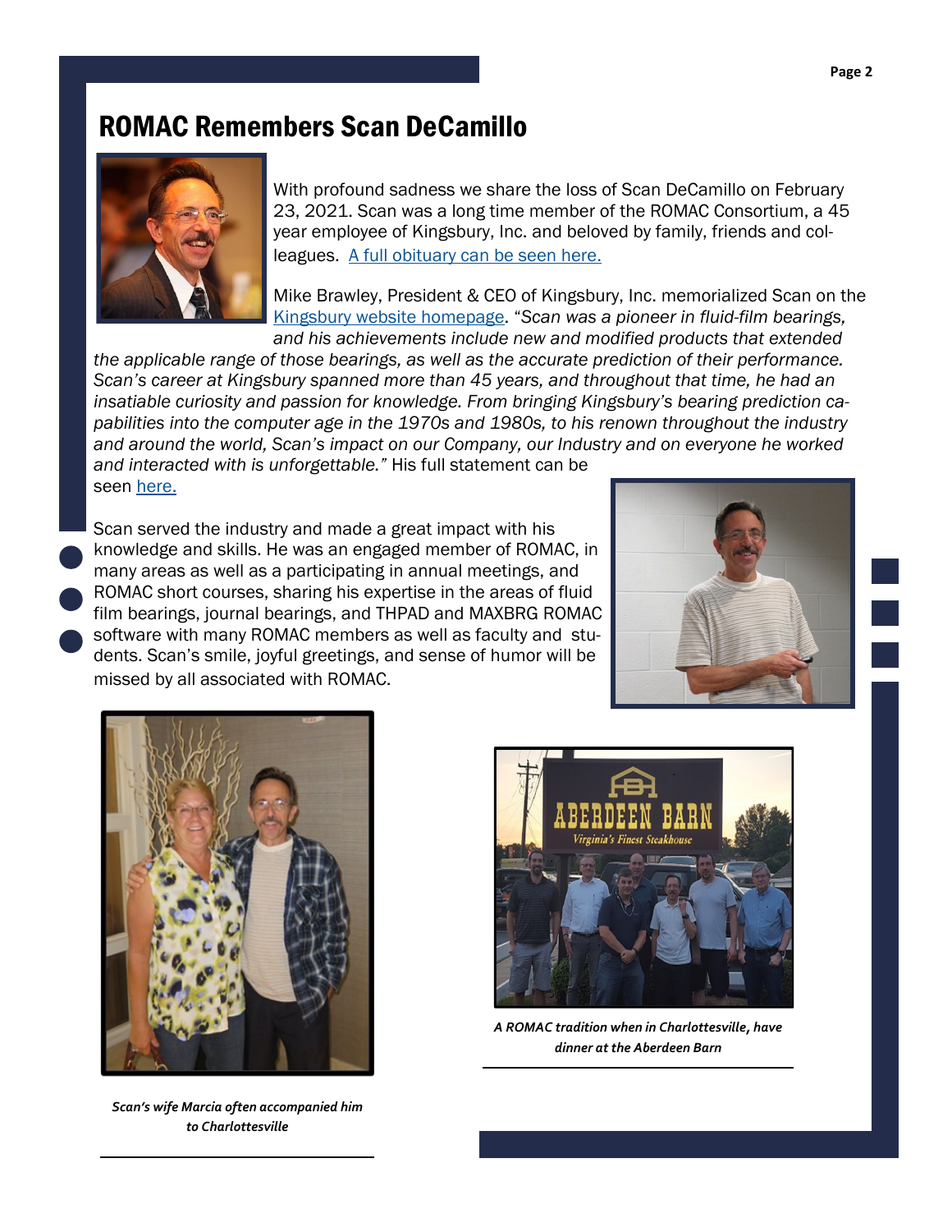# ROMAC Remembers Scan DeCamillo

With profound sadness we share the loss of Scan DeCamillo on February 23, 2021. Scan was a long time member of the ROMAC Consortium, a 45 year employee of Kingsbury, Inc. and beloved by family, friends and colleagues. A full obituary can be seen here.

Mike Brawley, President & CEO of Kingsbury, Inc. memorialized Scan on the Kingsbury website homepage. "*Scan was a pioneer in fluid-film bearings, and his achievements include new and modified products that extended the applicable range of those bearings, as well as the accurate prediction of their performance. Scan's career at Kingsbury spanned more than 45 years, and throughout that time, he had an insatiable curiosity and passion for knowledge. From bringing Kingsbury's bearing prediction capabilities into the computer age in the 1970s and 1980s, to his renown throughout the industry and around the world, Scan's impact on our Company, our Industry and on everyone he worked and interacted with is unforgettable.*" His full statement can be seen here.

Scan served the industry and made a great impact with his knowledge and skills. He was an engaged member of ROMAC, in many areas as well as a participating in annual meetings, and ROMAC short courses, sharing his expertise in the areas of fluid film bearings, journal bearings, and THPAD and MAXBRG ROMAC software with many ROMAC members as well as faculty and students. Scan's smile, joyful greetings, and sense of humor will be missed by all associated with ROMAC.

***Scan's wife Marcia often accompanied him to Charlottesville***

***A ROMAC tradition when in Charlottesville, have dinner at the Aberdeen Barn***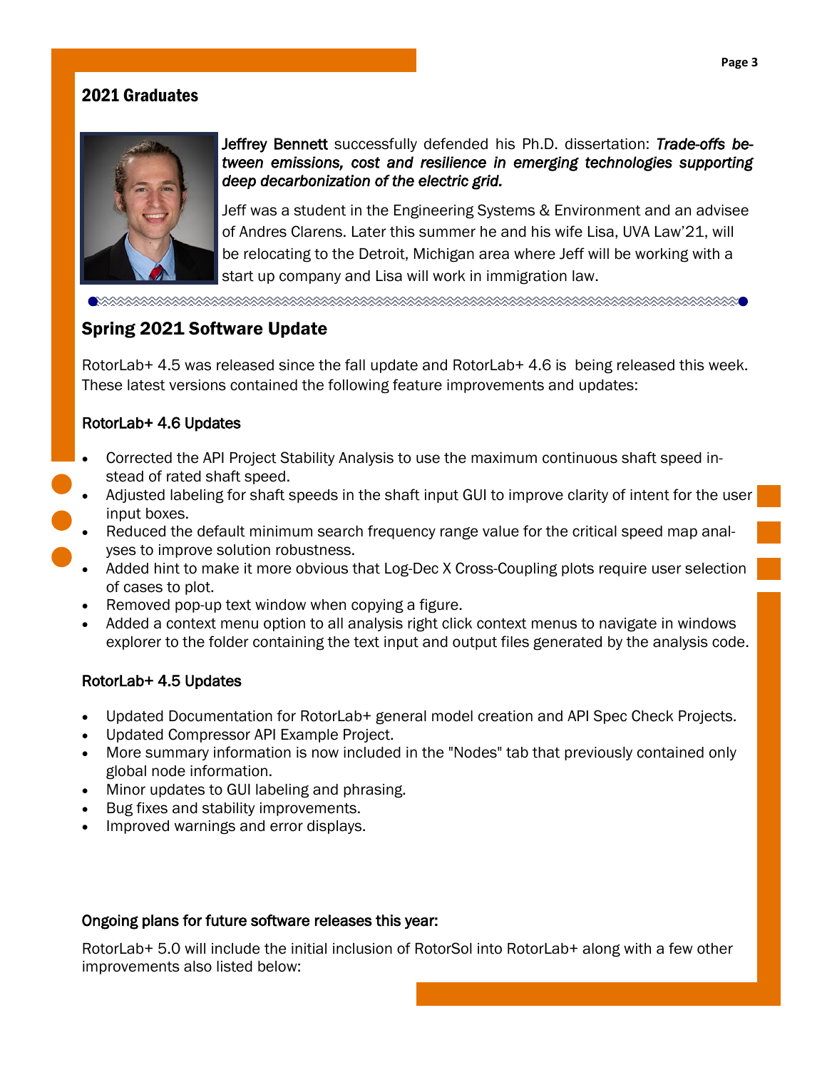## 2021 Graduates

**Jeffrey Bennett** successfully defended his Ph.D. dissertation: ***Trade-offs between emissions, cost and resilience in emerging technologies supporting deep decarbonization of the electric grid.***

Jeff was a student in the Engineering Systems & Environment and an advisee of Andres Clarens. Later this summer he and his wife Lisa, UVA Law'21, will be relocating to the Detroit, Michigan area where Jeff will be working with a start up company and Lisa will work in immigration law.

## Spring 2021 Software Update

RotorLab+ 4.5 was released since the fall update and RotorLab+ 4.6 is being released this week. These latest versions contained the following feature improvements and updates:

### RotorLab+ 4.6 Updates

- Corrected the API Project Stability Analysis to use the maximum continuous shaft speed instead of rated shaft speed.
- Adjusted labeling for shaft speeds in the shaft input GUI to improve clarity of intent for the user input boxes.
- Reduced the default minimum search frequency range value for the critical speed map analyses to improve solution robustness.
- Added hint to make it more obvious that Log-Dec X Cross-Coupling plots require user selection of cases to plot.
- Removed pop-up text window when copying a figure.
- Added a context menu option to all analysis right click context menus to navigate in windows explorer to the folder containing the text input and output files generated by the analysis code.

### RotorLab+ 4.5 Updates

- Updated Documentation for RotorLab+ general model creation and API Spec Check Projects.
- Updated Compressor API Example Project.
- More summary information is now included in the "Nodes" tab that previously contained only global node information.
- Minor updates to GUI labeling and phrasing.
- Bug fixes and stability improvements.
- Improved warnings and error displays.

### Ongoing plans for future software releases this year:

RotorLab+ 5.0 will include the initial inclusion of RotorSol into RotorLab+ along with a few other improvements also listed below: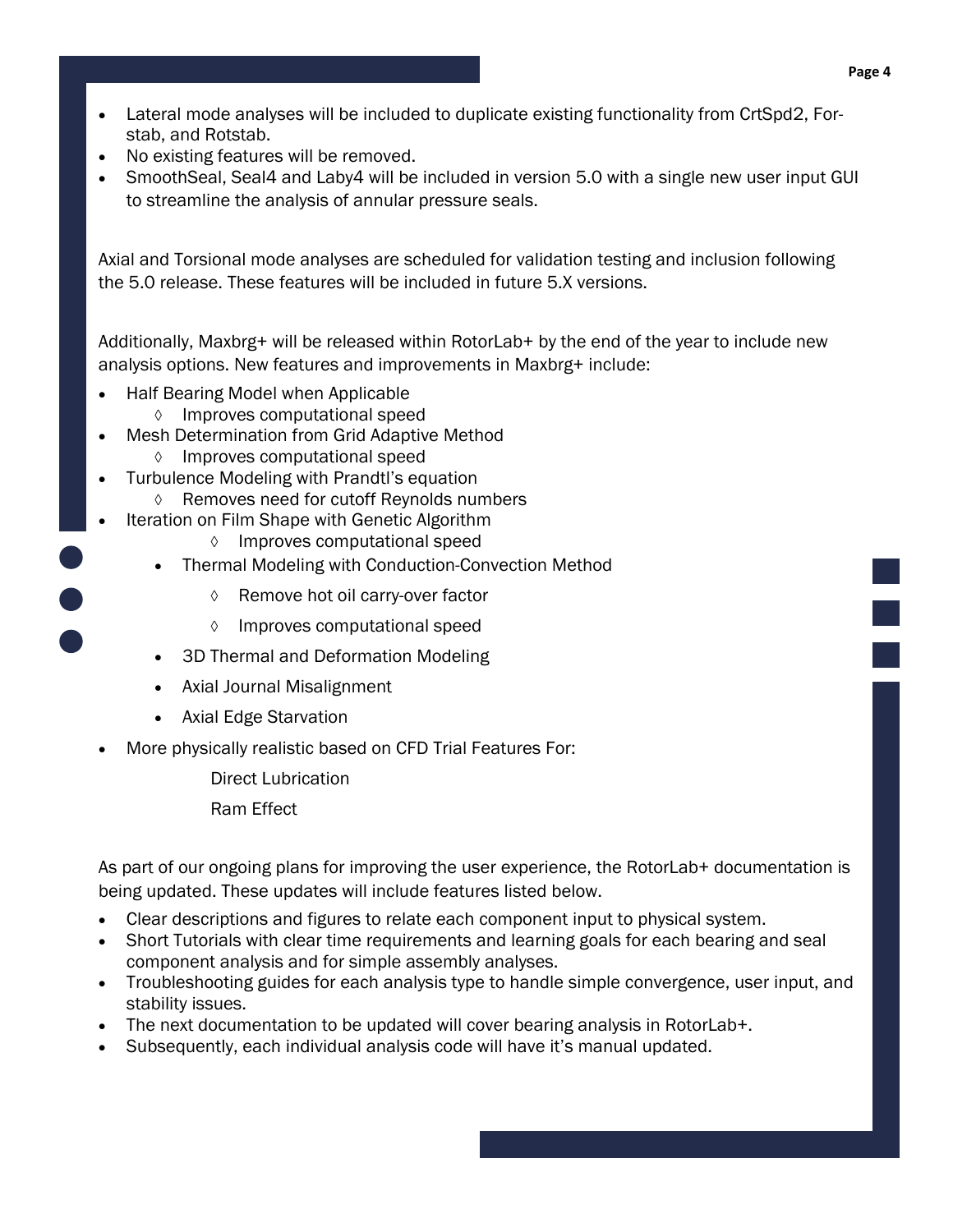- Lateral mode analyses will be included to duplicate existing functionality from CrtSpd2, Forstab, and Rotstab.
- No existing features will be removed.
- SmoothSeal, Seal4 and Laby4 will be included in version 5.0 with a single new user input GUI to streamline the analysis of annular pressure seals.

Axial and Torsional mode analyses are scheduled for validation testing and inclusion following the 5.0 release. These features will be included in future 5.X versions.

Additionally, Maxbrg+ will be released within RotorLab+ by the end of the year to include new analysis options. New features and improvements in Maxbrg+ include:

- Half Bearing Model when Applicable
  - ◊ Improves computational speed
- Mesh Determination from Grid Adaptive Method
  - ◊ Improves computational speed
- Turbulence Modeling with Prandtl's equation
  - ◊ Removes need for cutoff Reynolds numbers
- Iteration on Film Shape with Genetic Algorithm
  - ◊ Improves computational speed
  - Thermal Modeling with Conduction-Convection Method
    - ◊ Remove hot oil carry-over factor
    - ◊ Improves computational speed
  - 3D Thermal and Deformation Modeling
  - Axial Journal Misalignment
  - Axial Edge Starvation
- More physically realistic based on CFD Trial Features For:

  Direct Lubrication

  Ram Effect

As part of our ongoing plans for improving the user experience, the RotorLab+ documentation is being updated. These updates will include features listed below.

- Clear descriptions and figures to relate each component input to physical system.
- Short Tutorials with clear time requirements and learning goals for each bearing and seal component analysis and for simple assembly analyses.
- Troubleshooting guides for each analysis type to handle simple convergence, user input, and stability issues.
- The next documentation to be updated will cover bearing analysis in RotorLab+.
- Subsequently, each individual analysis code will have it's manual updated.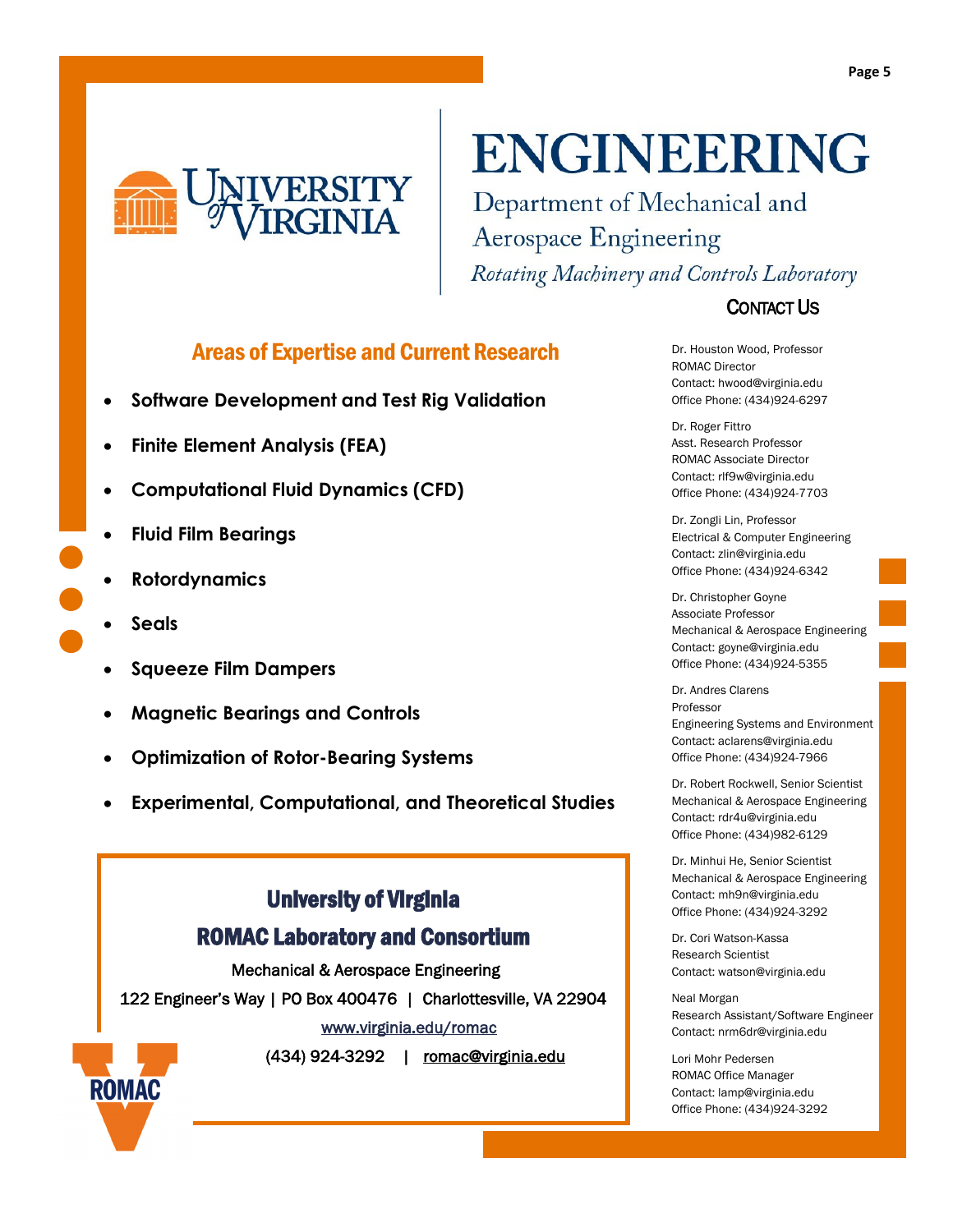University of Virginia

# ENGINEERING

## Department of Mechanical and Aerospace Engineering

*Rotating Machinery and Controls Laboratory*

## Areas of Expertise and Current Research

- **Software Development and Test Rig Validation**
- **Finite Element Analysis (FEA)**
- **Computational Fluid Dynamics (CFD)**
- **Fluid Film Bearings**
- **Rotordynamics**
- **Seals**
- **Squeeze Film Dampers**
- **Magnetic Bearings and Controls**
- **Optimization of Rotor-Bearing Systems**
- **Experimental, Computational, and Theoretical Studies**

### University of Virginia
### ROMAC Laboratory and Consortium

Mechanical & Aerospace Engineering

122 Engineer's Way | PO Box 400476 | Charlottesville, VA 22904

www.virginia.edu/romac

(434) 924-3292 | romac@virginia.edu

ROMAC

## Contact Us

Dr. Houston Wood, Professor
ROMAC Director
Contact: hwood@virginia.edu
Office Phone: (434)924-6297

Dr. Roger Fittro
Asst. Research Professor
ROMAC Associate Director
Contact: rlf9w@virginia.edu
Office Phone: (434)924-7703

Dr. Zongli Lin, Professor
Electrical & Computer Engineering
Contact: zlin@virginia.edu
Office Phone: (434)924-6342

Dr. Christopher Goyne
Associate Professor
Mechanical & Aerospace Engineering
Contact: goyne@virginia.edu
Office Phone: (434)924-5355

Dr. Andres Clarens
Professor
Engineering Systems and Environment
Contact: aclarens@virginia.edu
Office Phone: (434)924-7966

Dr. Robert Rockwell, Senior Scientist
Mechanical & Aerospace Engineering
Contact: rdr4u@virginia.edu
Office Phone: (434)982-6129

Dr. Minhui He, Senior Scientist
Mechanical & Aerospace Engineering
Contact: mh9n@virginia.edu
Office Phone: (434)924-3292

Dr. Cori Watson-Kassa
Research Scientist
Contact: watson@virginia.edu

Neal Morgan
Research Assistant/Software Engineer
Contact: nrm6dr@virginia.edu

Lori Mohr Pedersen
ROMAC Office Manager
Contact: lamp@virginia.edu
Office Phone: (434)924-3292